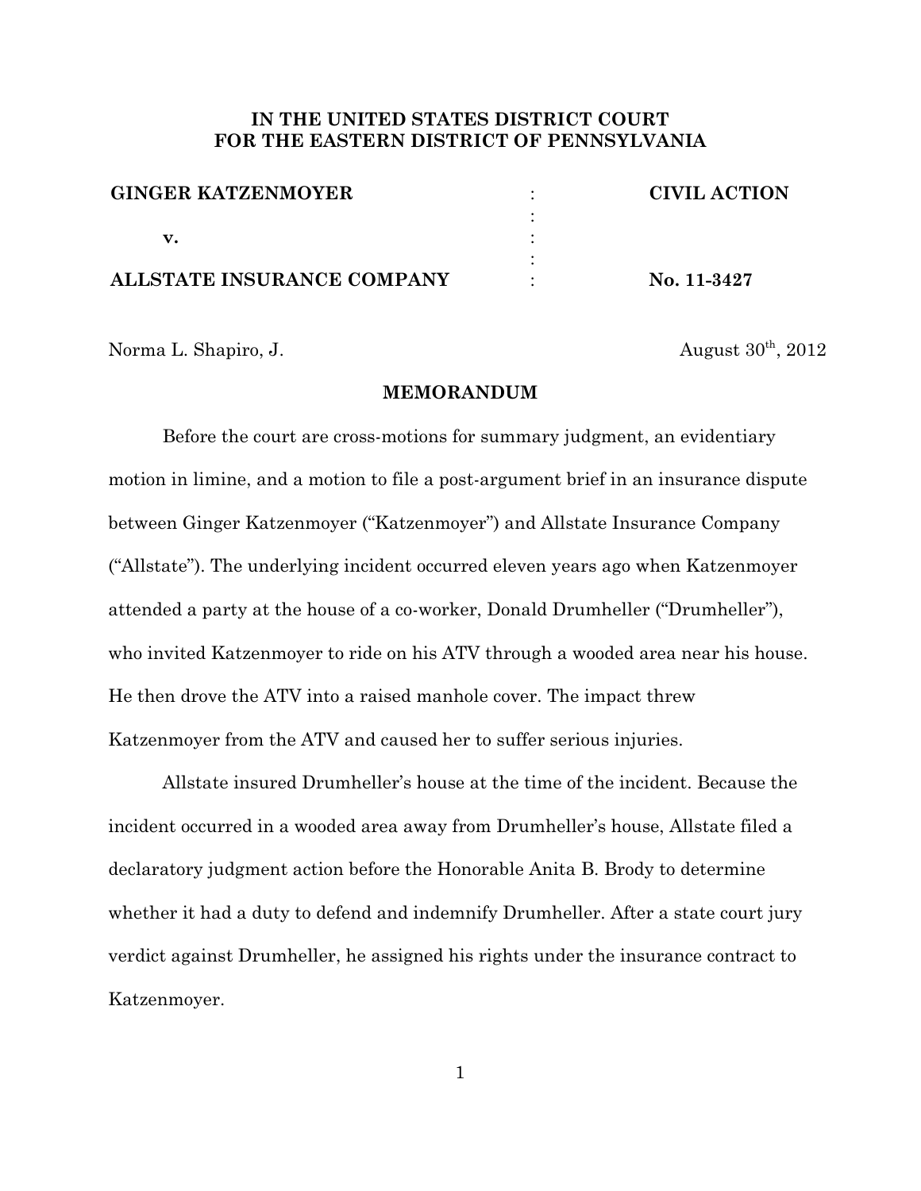**IN THE UNITED STATES DISTRICT COURT**
**FOR THE EASTERN DISTRICT OF PENNSYLVANIA**

| | | |
|---|---|---|
| **GINGER KATZENMOYER** | : | **CIVIL ACTION** |
| | : | |
| **v.** | : | |
| | : | |
| **ALLSTATE INSURANCE COMPANY** | : | **No. 11-3427** |

Norma L. Shapiro, J. August 30th, 2012

## MEMORANDUM

Before the court are cross-motions for summary judgment, an evidentiary motion in limine, and a motion to file a post-argument brief in an insurance dispute between Ginger Katzenmoyer ("Katzenmoyer") and Allstate Insurance Company ("Allstate"). The underlying incident occurred eleven years ago when Katzenmoyer attended a party at the house of a co-worker, Donald Drumheller ("Drumheller"), who invited Katzenmoyer to ride on his ATV through a wooded area near his house. He then drove the ATV into a raised manhole cover. The impact threw Katzenmoyer from the ATV and caused her to suffer serious injuries.

Allstate insured Drumheller's house at the time of the incident. Because the incident occurred in a wooded area away from Drumheller's house, Allstate filed a declaratory judgment action before the Honorable Anita B. Brody to determine whether it had a duty to defend and indemnify Drumheller. After a state court jury verdict against Drumheller, he assigned his rights under the insurance contract to Katzenmoyer.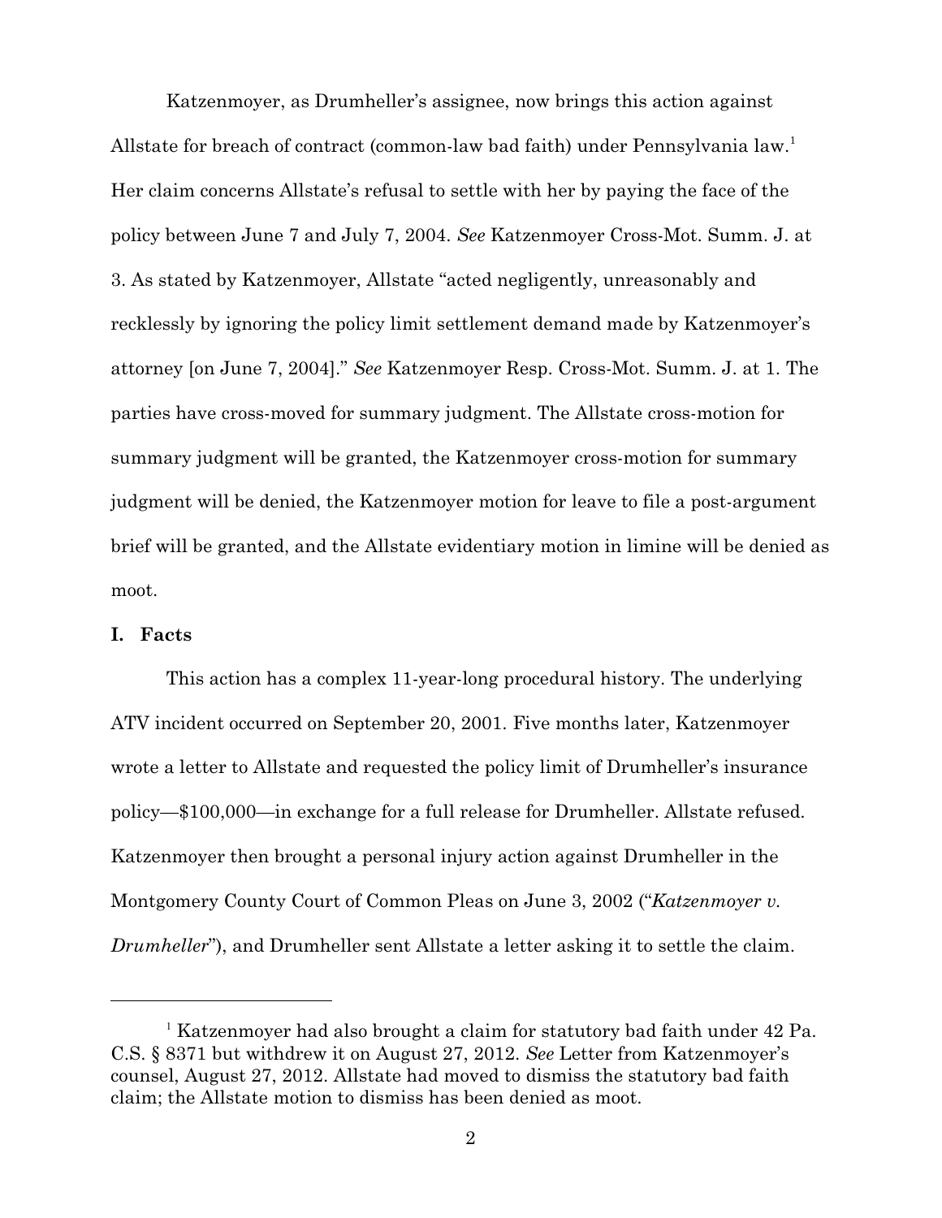Katzenmoyer, as Drumheller's assignee, now brings this action against Allstate for breach of contract (common-law bad faith) under Pennsylvania law.[1] Her claim concerns Allstate's refusal to settle with her by paying the face of the policy between June 7 and July 7, 2004. *See* Katzenmoyer Cross-Mot. Summ. J. at 3. As stated by Katzenmoyer, Allstate "acted negligently, unreasonably and recklessly by ignoring the policy limit settlement demand made by Katzenmoyer's attorney [on June 7, 2004]." *See* Katzenmoyer Resp. Cross-Mot. Summ. J. at 1. The parties have cross-moved for summary judgment. The Allstate cross-motion for summary judgment will be granted, the Katzenmoyer cross-motion for summary judgment will be denied, the Katzenmoyer motion for leave to file a post-argument brief will be granted, and the Allstate evidentiary motion in limine will be denied as moot.

## I. Facts

This action has a complex 11-year-long procedural history. The underlying ATV incident occurred on September 20, 2001. Five months later, Katzenmoyer wrote a letter to Allstate and requested the policy limit of Drumheller's insurance policy—$100,000—in exchange for a full release for Drumheller. Allstate refused. Katzenmoyer then brought a personal injury action against Drumheller in the Montgomery County Court of Common Pleas on June 3, 2002 ("*Katzenmoyer v. Drumheller*"), and Drumheller sent Allstate a letter asking it to settle the claim.

---

[1] Katzenmoyer had also brought a claim for statutory bad faith under 42 Pa. C.S. § 8371 but withdrew it on August 27, 2012. *See* Letter from Katzenmoyer's counsel, August 27, 2012. Allstate had moved to dismiss the statutory bad faith claim; the Allstate motion to dismiss has been denied as moot.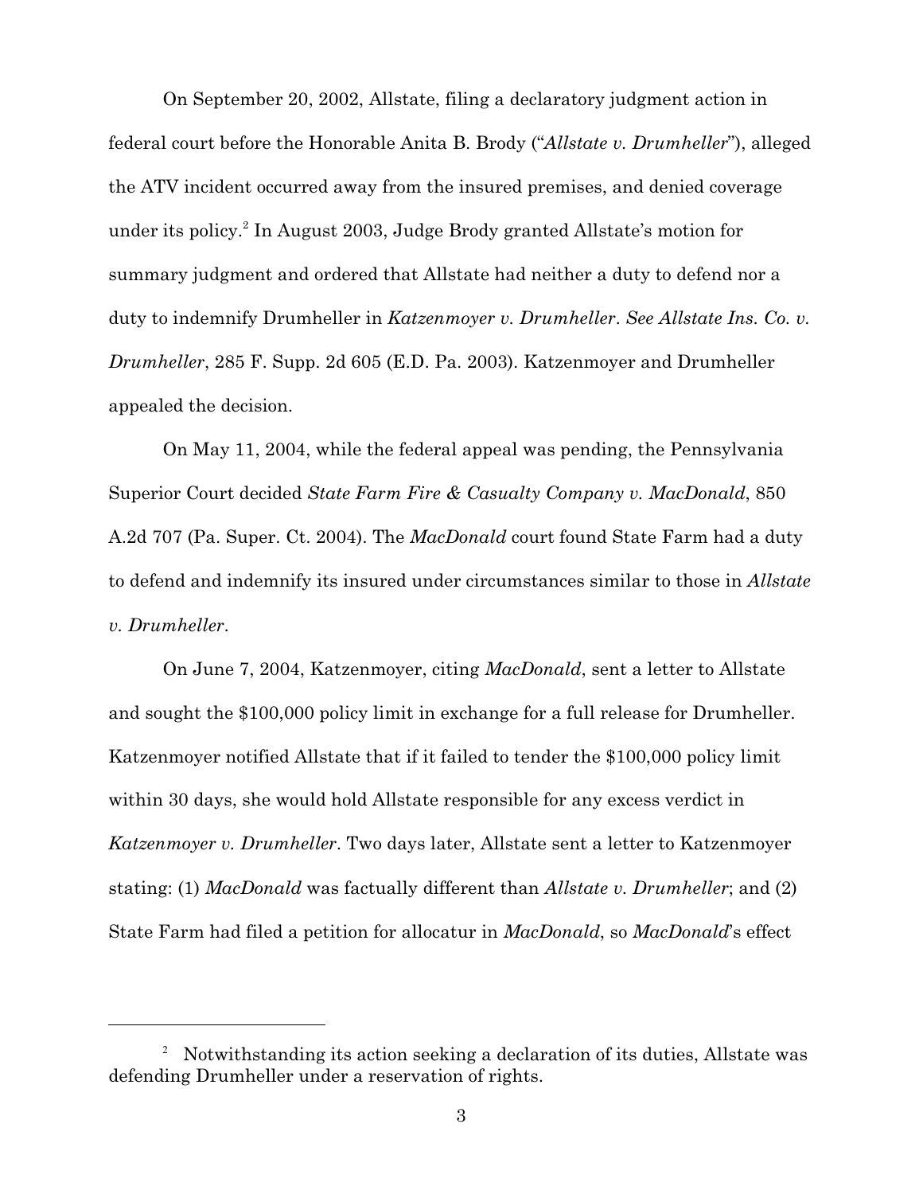On September 20, 2002, Allstate, filing a declaratory judgment action in federal court before the Honorable Anita B. Brody ("*Allstate v. Drumheller*"), alleged the ATV incident occurred away from the insured premises, and denied coverage under its policy.[2] In August 2003, Judge Brody granted Allstate's motion for summary judgment and ordered that Allstate had neither a duty to defend nor a duty to indemnify Drumheller in *Katzenmoyer v. Drumheller*. *See Allstate Ins. Co. v. Drumheller*, 285 F. Supp. 2d 605 (E.D. Pa. 2003). Katzenmoyer and Drumheller appealed the decision.

On May 11, 2004, while the federal appeal was pending, the Pennsylvania Superior Court decided *State Farm Fire & Casualty Company v. MacDonald*, 850 A.2d 707 (Pa. Super. Ct. 2004). The *MacDonald* court found State Farm had a duty to defend and indemnify its insured under circumstances similar to those in *Allstate v. Drumheller*.

On June 7, 2004, Katzenmoyer, citing *MacDonald*, sent a letter to Allstate and sought the $100,000 policy limit in exchange for a full release for Drumheller. Katzenmoyer notified Allstate that if it failed to tender the $100,000 policy limit within 30 days, she would hold Allstate responsible for any excess verdict in *Katzenmoyer v. Drumheller*. Two days later, Allstate sent a letter to Katzenmoyer stating: (1) *MacDonald* was factually different than *Allstate v. Drumheller*; and (2) State Farm had filed a petition for allocatur in *MacDonald*, so *MacDonald*'s effect

---

[2] Notwithstanding its action seeking a declaration of its duties, Allstate was defending Drumheller under a reservation of rights.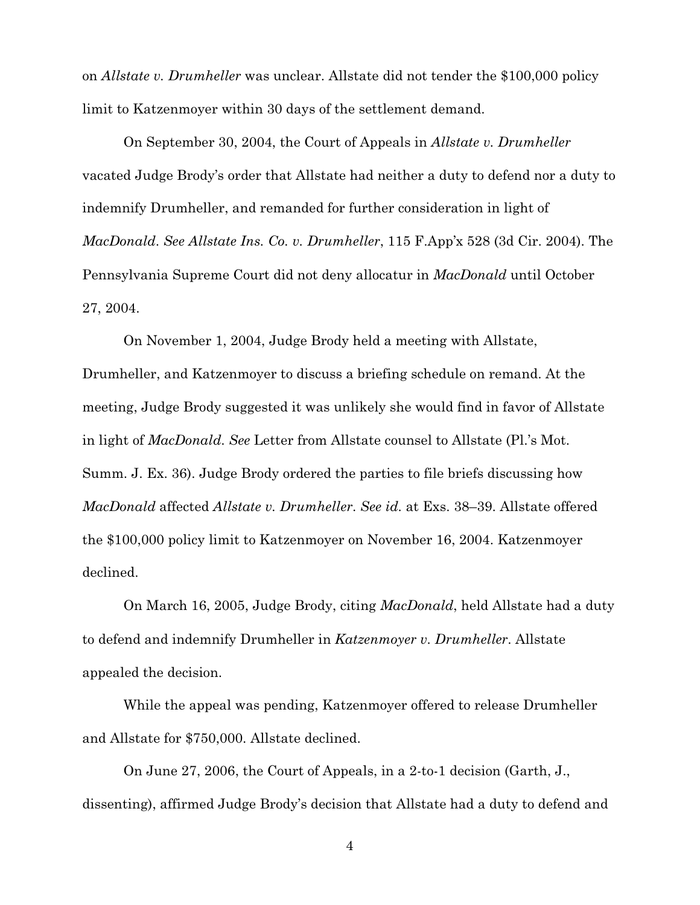on *Allstate v. Drumheller* was unclear. Allstate did not tender the $100,000 policy limit to Katzenmoyer within 30 days of the settlement demand.

On September 30, 2004, the Court of Appeals in *Allstate v. Drumheller* vacated Judge Brody's order that Allstate had neither a duty to defend nor a duty to indemnify Drumheller, and remanded for further consideration in light of *MacDonald*. *See Allstate Ins. Co. v. Drumheller*, 115 F.App'x 528 (3d Cir. 2004). The Pennsylvania Supreme Court did not deny allocatur in *MacDonald* until October 27, 2004.

On November 1, 2004, Judge Brody held a meeting with Allstate, Drumheller, and Katzenmoyer to discuss a briefing schedule on remand. At the meeting, Judge Brody suggested it was unlikely she would find in favor of Allstate in light of *MacDonald*. *See* Letter from Allstate counsel to Allstate (Pl.'s Mot. Summ. J. Ex. 36). Judge Brody ordered the parties to file briefs discussing how *MacDonald* affected *Allstate v. Drumheller*. *See id.* at Exs. 38–39. Allstate offered the $100,000 policy limit to Katzenmoyer on November 16, 2004. Katzenmoyer declined.

On March 16, 2005, Judge Brody, citing *MacDonald*, held Allstate had a duty to defend and indemnify Drumheller in *Katzenmoyer v. Drumheller*. Allstate appealed the decision.

While the appeal was pending, Katzenmoyer offered to release Drumheller and Allstate for $750,000. Allstate declined.

On June 27, 2006, the Court of Appeals, in a 2-to-1 decision (Garth, J., dissenting), affirmed Judge Brody's decision that Allstate had a duty to defend and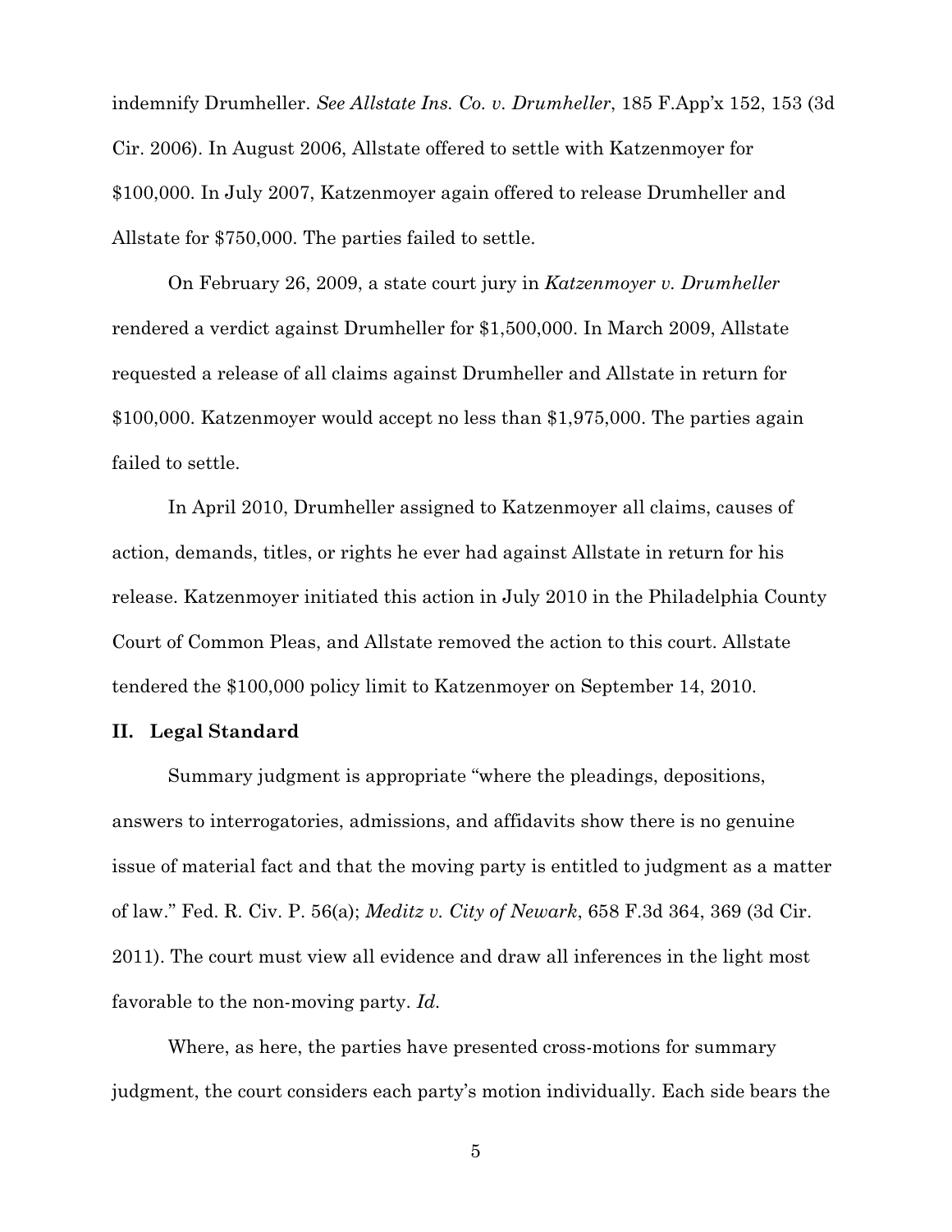indemnify Drumheller. *See Allstate Ins. Co. v. Drumheller*, 185 F.App'x 152, 153 (3d Cir. 2006). In August 2006, Allstate offered to settle with Katzenmoyer for $100,000. In July 2007, Katzenmoyer again offered to release Drumheller and Allstate for $750,000. The parties failed to settle.

On February 26, 2009, a state court jury in *Katzenmoyer v. Drumheller* rendered a verdict against Drumheller for $1,500,000. In March 2009, Allstate requested a release of all claims against Drumheller and Allstate in return for $100,000. Katzenmoyer would accept no less than $1,975,000. The parties again failed to settle.

In April 2010, Drumheller assigned to Katzenmoyer all claims, causes of action, demands, titles, or rights he ever had against Allstate in return for his release. Katzenmoyer initiated this action in July 2010 in the Philadelphia County Court of Common Pleas, and Allstate removed the action to this court. Allstate tendered the $100,000 policy limit to Katzenmoyer on September 14, 2010.

## II. Legal Standard

Summary judgment is appropriate "where the pleadings, depositions, answers to interrogatories, admissions, and affidavits show there is no genuine issue of material fact and that the moving party is entitled to judgment as a matter of law." Fed. R. Civ. P. 56(a); *Meditz v. City of Newark*, 658 F.3d 364, 369 (3d Cir. 2011). The court must view all evidence and draw all inferences in the light most favorable to the non-moving party. *Id.*

Where, as here, the parties have presented cross-motions for summary judgment, the court considers each party's motion individually. Each side bears the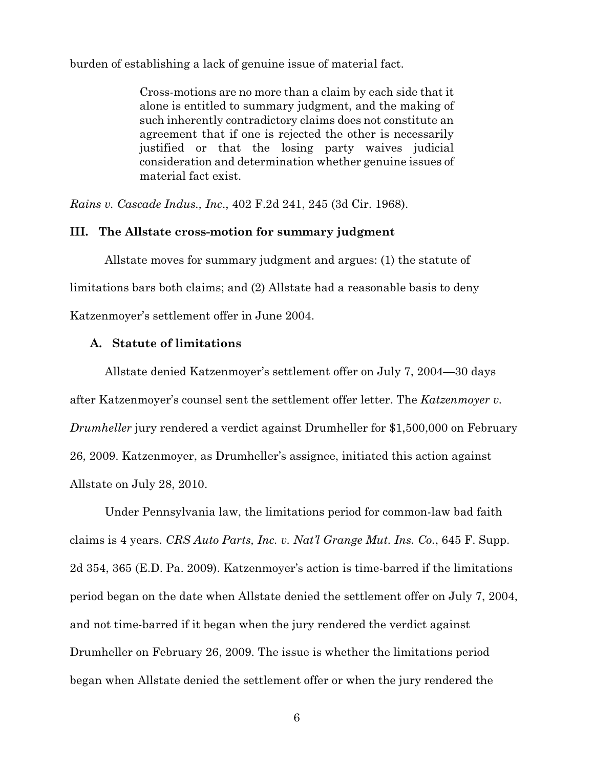burden of establishing a lack of genuine issue of material fact.

> Cross-motions are no more than a claim by each side that it alone is entitled to summary judgment, and the making of such inherently contradictory claims does not constitute an agreement that if one is rejected the other is necessarily justified or that the losing party waives judicial consideration and determination whether genuine issues of material fact exist.

*Rains v. Cascade Indus., Inc*., 402 F.2d 241, 245 (3d Cir. 1968).

## III. The Allstate cross-motion for summary judgment

Allstate moves for summary judgment and argues: (1) the statute of limitations bars both claims; and (2) Allstate had a reasonable basis to deny Katzenmoyer's settlement offer in June 2004.

### A. Statute of limitations

Allstate denied Katzenmoyer's settlement offer on July 7, 2004—30 days after Katzenmoyer's counsel sent the settlement offer letter. The *Katzenmoyer v. Drumheller* jury rendered a verdict against Drumheller for $1,500,000 on February 26, 2009. Katzenmoyer, as Drumheller's assignee, initiated this action against Allstate on July 28, 2010.

Under Pennsylvania law, the limitations period for common-law bad faith claims is 4 years. *CRS Auto Parts, Inc. v. Nat'l Grange Mut. Ins. Co.*, 645 F. Supp. 2d 354, 365 (E.D. Pa. 2009). Katzenmoyer's action is time-barred if the limitations period began on the date when Allstate denied the settlement offer on July 7, 2004, and not time-barred if it began when the jury rendered the verdict against Drumheller on February 26, 2009. The issue is whether the limitations period began when Allstate denied the settlement offer or when the jury rendered the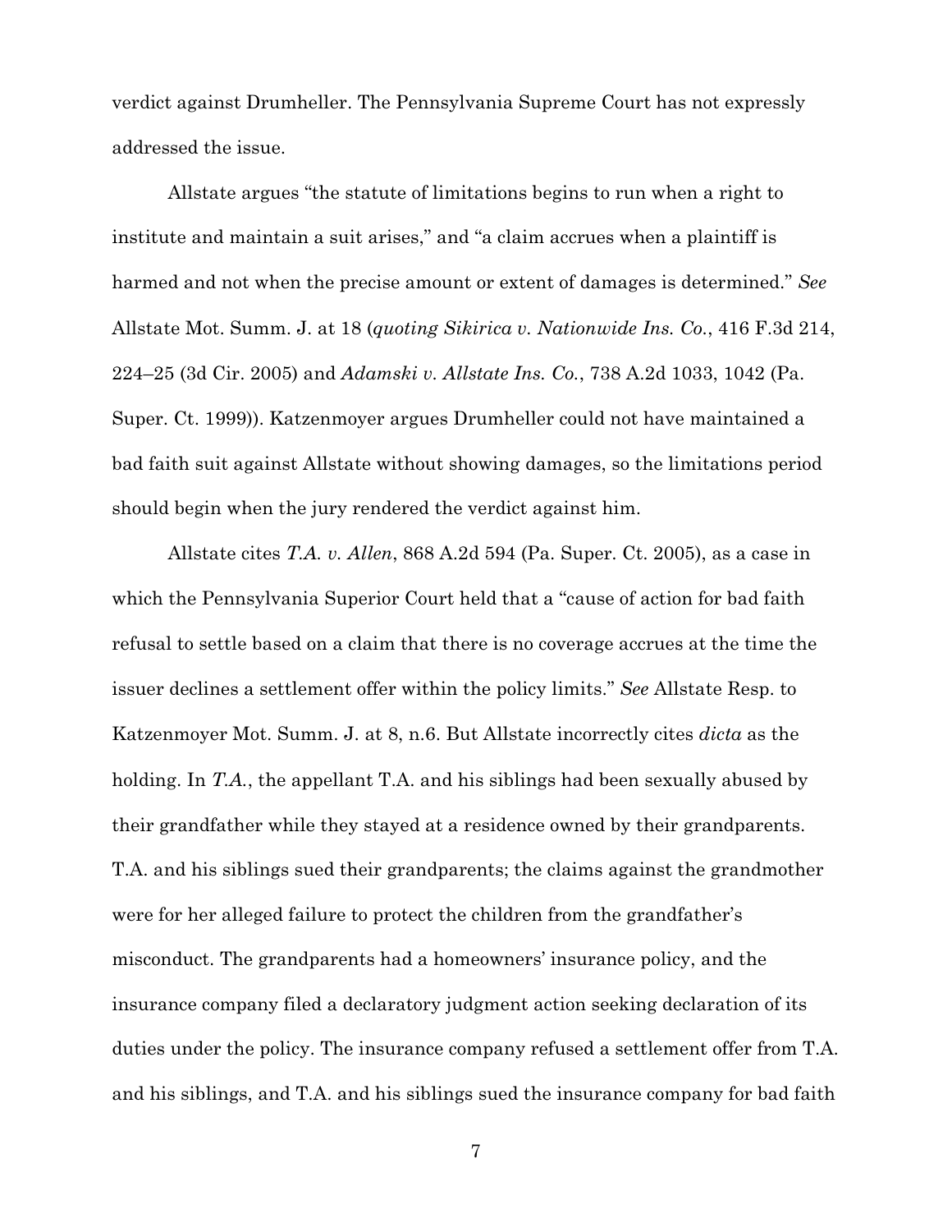verdict against Drumheller. The Pennsylvania Supreme Court has not expressly addressed the issue.

Allstate argues "the statute of limitations begins to run when a right to institute and maintain a suit arises," and "a claim accrues when a plaintiff is harmed and not when the precise amount or extent of damages is determined." *See* Allstate Mot. Summ. J. at 18 (*quoting Sikirica v. Nationwide Ins. Co.*, 416 F.3d 214, 224–25 (3d Cir. 2005) and *Adamski v. Allstate Ins. Co.*, 738 A.2d 1033, 1042 (Pa. Super. Ct. 1999)). Katzenmoyer argues Drumheller could not have maintained a bad faith suit against Allstate without showing damages, so the limitations period should begin when the jury rendered the verdict against him.

Allstate cites *T.A. v. Allen*, 868 A.2d 594 (Pa. Super. Ct. 2005), as a case in which the Pennsylvania Superior Court held that a "cause of action for bad faith refusal to settle based on a claim that there is no coverage accrues at the time the issuer declines a settlement offer within the policy limits." *See* Allstate Resp. to Katzenmoyer Mot. Summ. J. at 8, n.6. But Allstate incorrectly cites *dicta* as the holding. In *T.A.*, the appellant T.A. and his siblings had been sexually abused by their grandfather while they stayed at a residence owned by their grandparents. T.A. and his siblings sued their grandparents; the claims against the grandmother were for her alleged failure to protect the children from the grandfather's misconduct. The grandparents had a homeowners' insurance policy, and the insurance company filed a declaratory judgment action seeking declaration of its duties under the policy. The insurance company refused a settlement offer from T.A. and his siblings, and T.A. and his siblings sued the insurance company for bad faith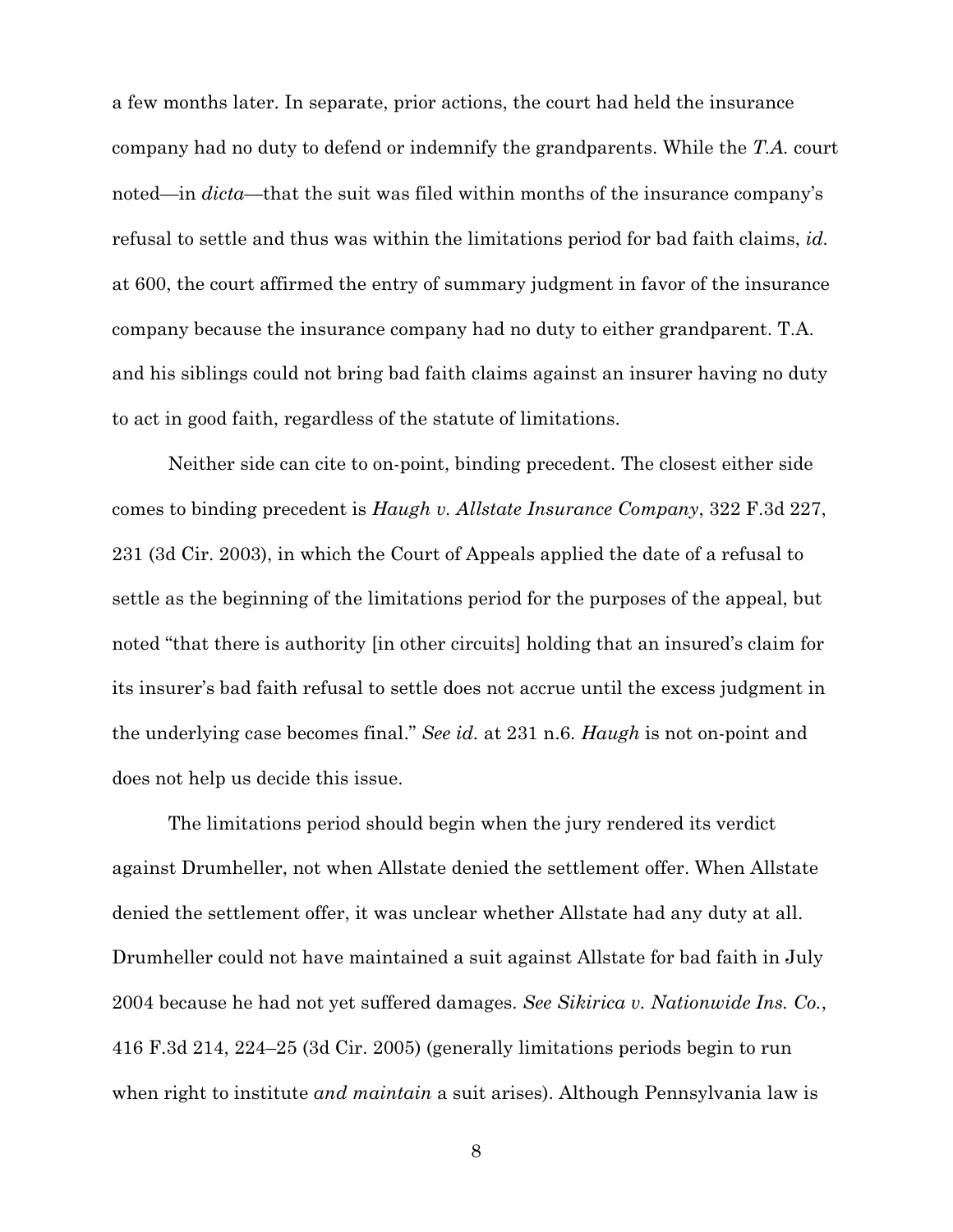a few months later. In separate, prior actions, the court had held the insurance company had no duty to defend or indemnify the grandparents. While the *T.A.* court noted—in *dicta*—that the suit was filed within months of the insurance company's refusal to settle and thus was within the limitations period for bad faith claims, *id.* at 600, the court affirmed the entry of summary judgment in favor of the insurance company because the insurance company had no duty to either grandparent. T.A. and his siblings could not bring bad faith claims against an insurer having no duty to act in good faith, regardless of the statute of limitations.

Neither side can cite to on-point, binding precedent. The closest either side comes to binding precedent is *Haugh v. Allstate Insurance Company*, 322 F.3d 227, 231 (3d Cir. 2003), in which the Court of Appeals applied the date of a refusal to settle as the beginning of the limitations period for the purposes of the appeal, but noted "that there is authority [in other circuits] holding that an insured's claim for its insurer's bad faith refusal to settle does not accrue until the excess judgment in the underlying case becomes final." *See id.* at 231 n.6. *Haugh* is not on-point and does not help us decide this issue.

The limitations period should begin when the jury rendered its verdict against Drumheller, not when Allstate denied the settlement offer. When Allstate denied the settlement offer, it was unclear whether Allstate had any duty at all. Drumheller could not have maintained a suit against Allstate for bad faith in July 2004 because he had not yet suffered damages. *See Sikirica v. Nationwide Ins. Co.*, 416 F.3d 214, 224–25 (3d Cir. 2005) (generally limitations periods begin to run when right to institute *and maintain* a suit arises). Although Pennsylvania law is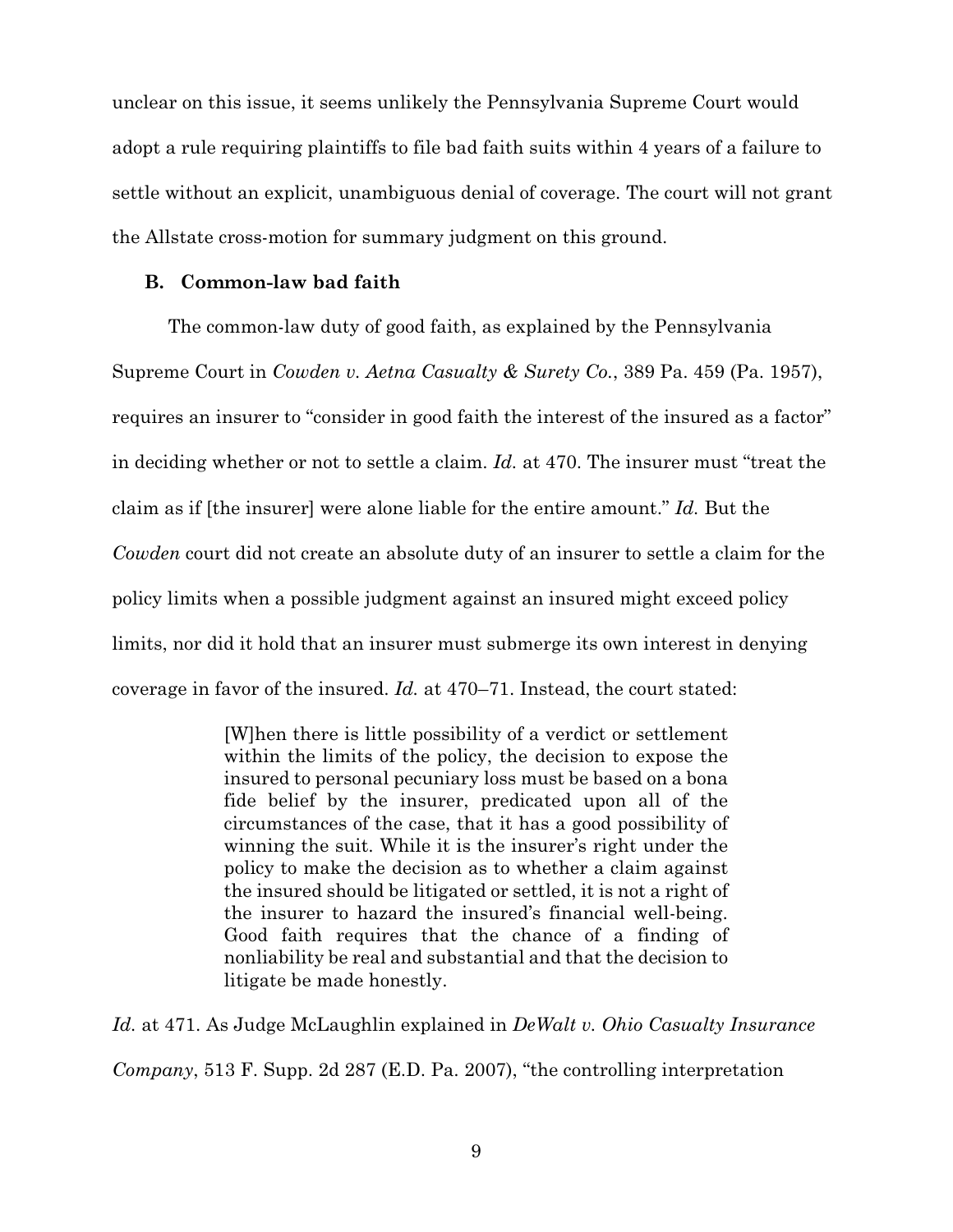unclear on this issue, it seems unlikely the Pennsylvania Supreme Court would adopt a rule requiring plaintiffs to file bad faith suits within 4 years of a failure to settle without an explicit, unambiguous denial of coverage. The court will not grant the Allstate cross-motion for summary judgment on this ground.

### B. Common-law bad faith

The common-law duty of good faith, as explained by the Pennsylvania Supreme Court in *Cowden v. Aetna Casualty & Surety Co.*, 389 Pa. 459 (Pa. 1957), requires an insurer to "consider in good faith the interest of the insured as a factor" in deciding whether or not to settle a claim. *Id.* at 470. The insurer must "treat the claim as if [the insurer] were alone liable for the entire amount." *Id.* But the *Cowden* court did not create an absolute duty of an insurer to settle a claim for the policy limits when a possible judgment against an insured might exceed policy limits, nor did it hold that an insurer must submerge its own interest in denying coverage in favor of the insured. *Id.* at 470–71. Instead, the court stated:

> [W]hen there is little possibility of a verdict or settlement within the limits of the policy, the decision to expose the insured to personal pecuniary loss must be based on a bona fide belief by the insurer, predicated upon all of the circumstances of the case, that it has a good possibility of winning the suit. While it is the insurer's right under the policy to make the decision as to whether a claim against the insured should be litigated or settled, it is not a right of the insurer to hazard the insured's financial well-being. Good faith requires that the chance of a finding of nonliability be real and substantial and that the decision to litigate be made honestly.

*Id.* at 471. As Judge McLaughlin explained in *DeWalt v. Ohio Casualty Insurance Company*, 513 F. Supp. 2d 287 (E.D. Pa. 2007), "the controlling interpretation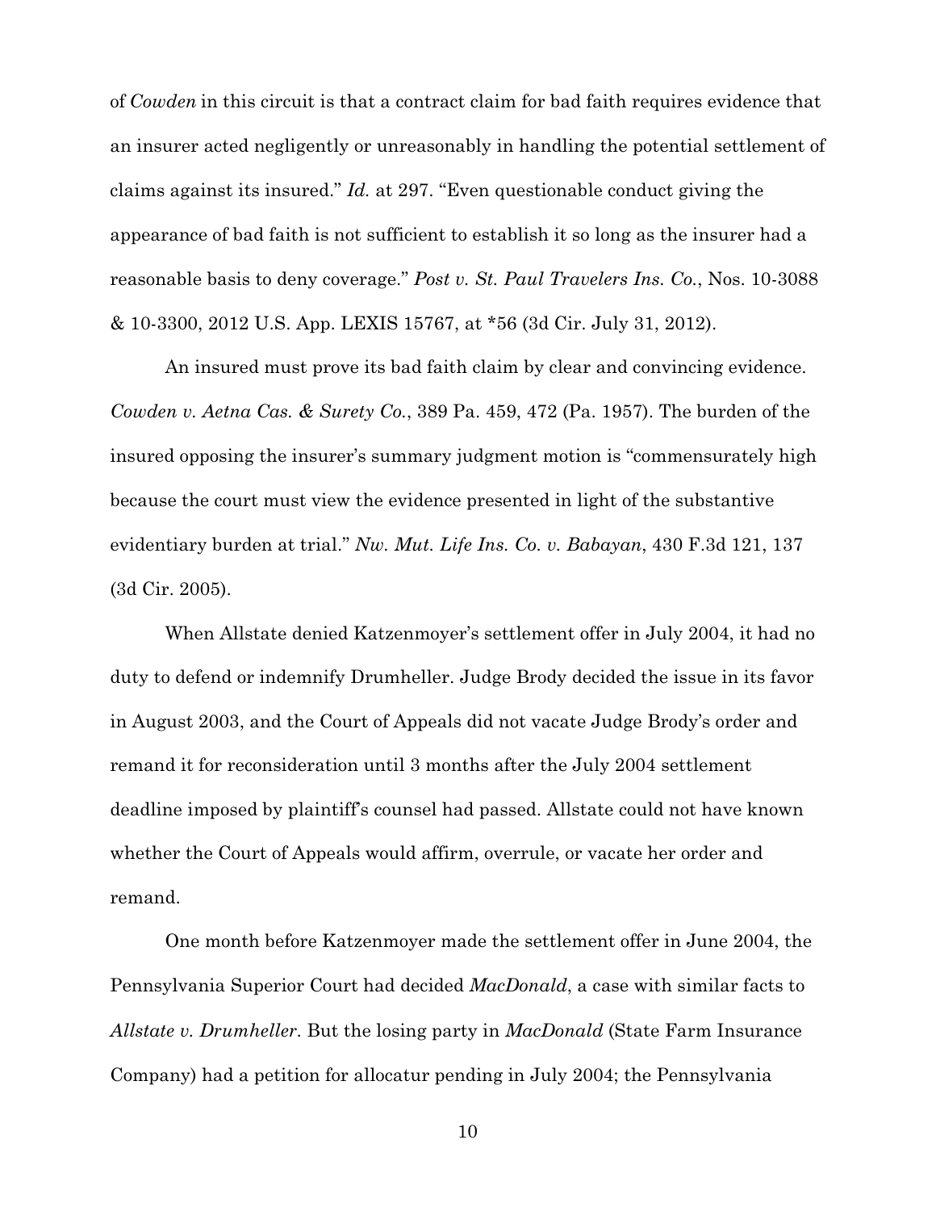of *Cowden* in this circuit is that a contract claim for bad faith requires evidence that an insurer acted negligently or unreasonably in handling the potential settlement of claims against its insured." *Id.* at 297. "Even questionable conduct giving the appearance of bad faith is not sufficient to establish it so long as the insurer had a reasonable basis to deny coverage." *Post v. St. Paul Travelers Ins. Co.*, Nos. 10-3088 & 10-3300, 2012 U.S. App. LEXIS 15767, at *56 (3d Cir. July 31, 2012).

An insured must prove its bad faith claim by clear and convincing evidence. *Cowden v. Aetna Cas. & Surety Co.*, 389 Pa. 459, 472 (Pa. 1957). The burden of the insured opposing the insurer's summary judgment motion is "commensurately high because the court must view the evidence presented in light of the substantive evidentiary burden at trial." *Nw. Mut. Life Ins. Co. v. Babayan*, 430 F.3d 121, 137 (3d Cir. 2005).

When Allstate denied Katzenmoyer's settlement offer in July 2004, it had no duty to defend or indemnify Drumheller. Judge Brody decided the issue in its favor in August 2003, and the Court of Appeals did not vacate Judge Brody's order and remand it for reconsideration until 3 months after the July 2004 settlement deadline imposed by plaintiff's counsel had passed. Allstate could not have known whether the Court of Appeals would affirm, overrule, or vacate her order and remand.

One month before Katzenmoyer made the settlement offer in June 2004, the Pennsylvania Superior Court had decided *MacDonald*, a case with similar facts to *Allstate v. Drumheller*. But the losing party in *MacDonald* (State Farm Insurance Company) had a petition for allocatur pending in July 2004; the Pennsylvania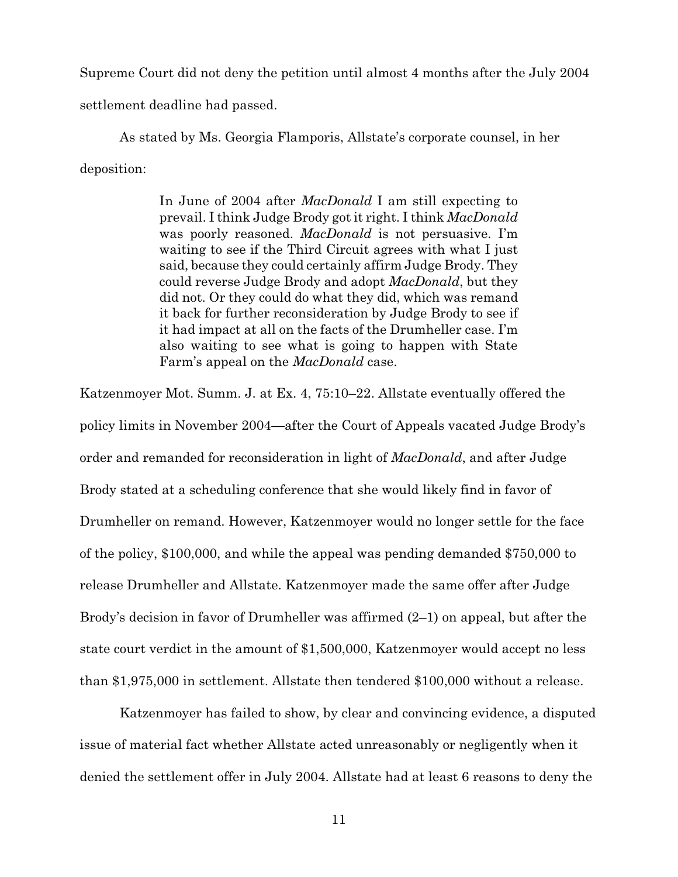Supreme Court did not deny the petition until almost 4 months after the July 2004 settlement deadline had passed.

As stated by Ms. Georgia Flamporis, Allstate's corporate counsel, in her deposition:

> In June of 2004 after *MacDonald* I am still expecting to prevail. I think Judge Brody got it right. I think *MacDonald* was poorly reasoned. *MacDonald* is not persuasive. I'm waiting to see if the Third Circuit agrees with what I just said, because they could certainly affirm Judge Brody. They could reverse Judge Brody and adopt *MacDonald*, but they did not. Or they could do what they did, which was remand it back for further reconsideration by Judge Brody to see if it had impact at all on the facts of the Drumheller case. I'm also waiting to see what is going to happen with State Farm's appeal on the *MacDonald* case.

Katzenmoyer Mot. Summ. J. at Ex. 4, 75:10–22. Allstate eventually offered the policy limits in November 2004—after the Court of Appeals vacated Judge Brody's order and remanded for reconsideration in light of *MacDonald*, and after Judge Brody stated at a scheduling conference that she would likely find in favor of Drumheller on remand. However, Katzenmoyer would no longer settle for the face of the policy, $100,000, and while the appeal was pending demanded $750,000 to release Drumheller and Allstate. Katzenmoyer made the same offer after Judge Brody's decision in favor of Drumheller was affirmed (2–1) on appeal, but after the state court verdict in the amount of $1,500,000, Katzenmoyer would accept no less than $1,975,000 in settlement. Allstate then tendered $100,000 without a release.

Katzenmoyer has failed to show, by clear and convincing evidence, a disputed issue of material fact whether Allstate acted unreasonably or negligently when it denied the settlement offer in July 2004. Allstate had at least 6 reasons to deny the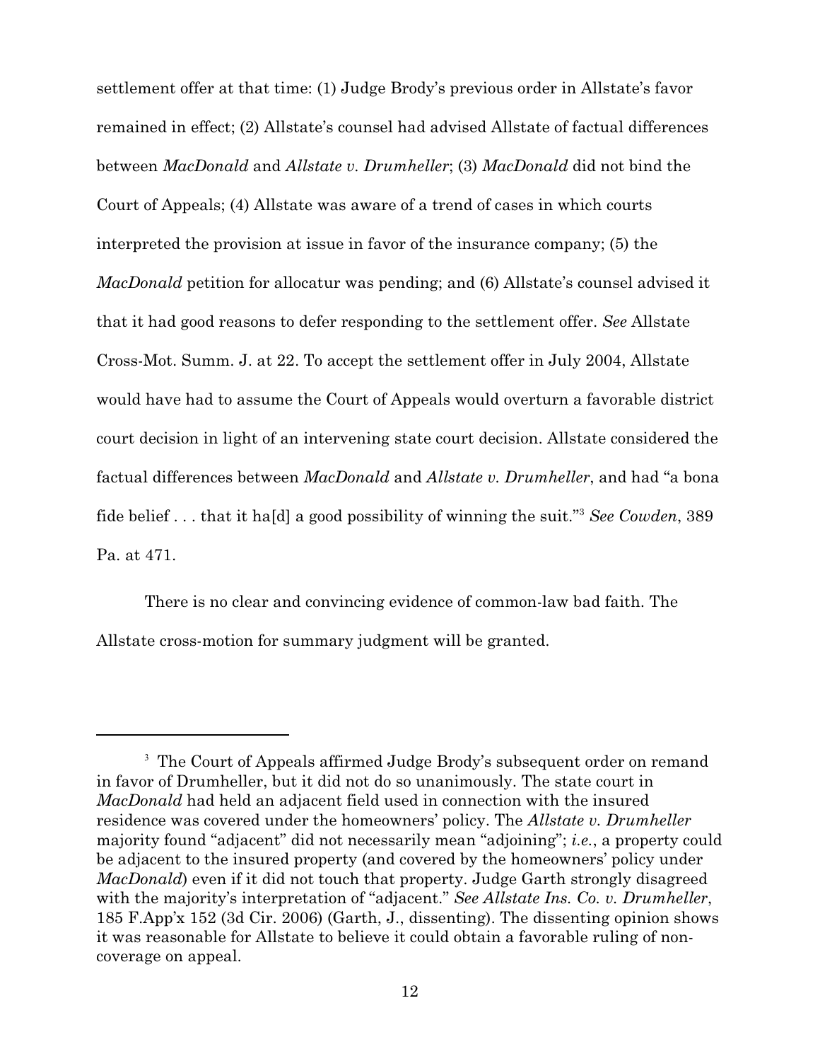settlement offer at that time: (1) Judge Brody's previous order in Allstate's favor remained in effect; (2) Allstate's counsel had advised Allstate of factual differences between *MacDonald* and *Allstate v. Drumheller*; (3) *MacDonald* did not bind the Court of Appeals; (4) Allstate was aware of a trend of cases in which courts interpreted the provision at issue in favor of the insurance company; (5) the *MacDonald* petition for allocatur was pending; and (6) Allstate's counsel advised it that it had good reasons to defer responding to the settlement offer. *See* Allstate Cross-Mot. Summ. J. at 22. To accept the settlement offer in July 2004, Allstate would have had to assume the Court of Appeals would overturn a favorable district court decision in light of an intervening state court decision. Allstate considered the factual differences between *MacDonald* and *Allstate v. Drumheller*, and had "a bona fide belief . . . that it ha[d] a good possibility of winning the suit."[3] *See Cowden*, 389 Pa. at 471.

There is no clear and convincing evidence of common-law bad faith. The Allstate cross-motion for summary judgment will be granted.

---

[3] The Court of Appeals affirmed Judge Brody's subsequent order on remand in favor of Drumheller, but it did not do so unanimously. The state court in *MacDonald* had held an adjacent field used in connection with the insured residence was covered under the homeowners' policy. The *Allstate v. Drumheller* majority found "adjacent" did not necessarily mean "adjoining"; *i.e.*, a property could be adjacent to the insured property (and covered by the homeowners' policy under *MacDonald*) even if it did not touch that property. Judge Garth strongly disagreed with the majority's interpretation of "adjacent." *See Allstate Ins. Co. v. Drumheller*, 185 F.App'x 152 (3d Cir. 2006) (Garth, J., dissenting). The dissenting opinion shows it was reasonable for Allstate to believe it could obtain a favorable ruling of non-coverage on appeal.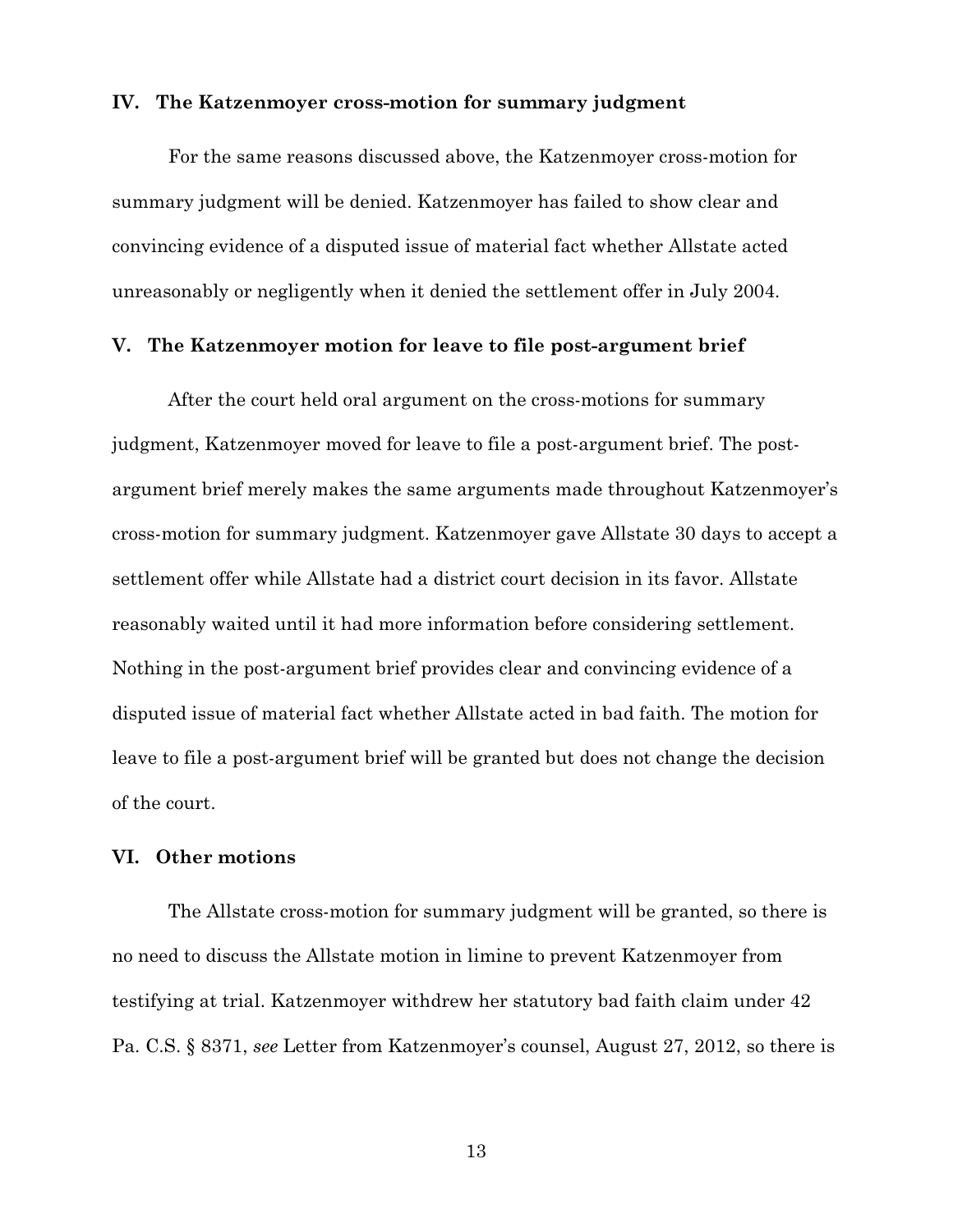## IV. The Katzenmoyer cross-motion for summary judgment

For the same reasons discussed above, the Katzenmoyer cross-motion for summary judgment will be denied. Katzenmoyer has failed to show clear and convincing evidence of a disputed issue of material fact whether Allstate acted unreasonably or negligently when it denied the settlement offer in July 2004.

## V. The Katzenmoyer motion for leave to file post-argument brief

After the court held oral argument on the cross-motions for summary judgment, Katzenmoyer moved for leave to file a post-argument brief. The post-argument brief merely makes the same arguments made throughout Katzenmoyer's cross-motion for summary judgment. Katzenmoyer gave Allstate 30 days to accept a settlement offer while Allstate had a district court decision in its favor. Allstate reasonably waited until it had more information before considering settlement. Nothing in the post-argument brief provides clear and convincing evidence of a disputed issue of material fact whether Allstate acted in bad faith. The motion for leave to file a post-argument brief will be granted but does not change the decision of the court.

## VI. Other motions

The Allstate cross-motion for summary judgment will be granted, so there is no need to discuss the Allstate motion in limine to prevent Katzenmoyer from testifying at trial. Katzenmoyer withdrew her statutory bad faith claim under 42 Pa. C.S. § 8371, *see* Letter from Katzenmoyer's counsel, August 27, 2012, so there is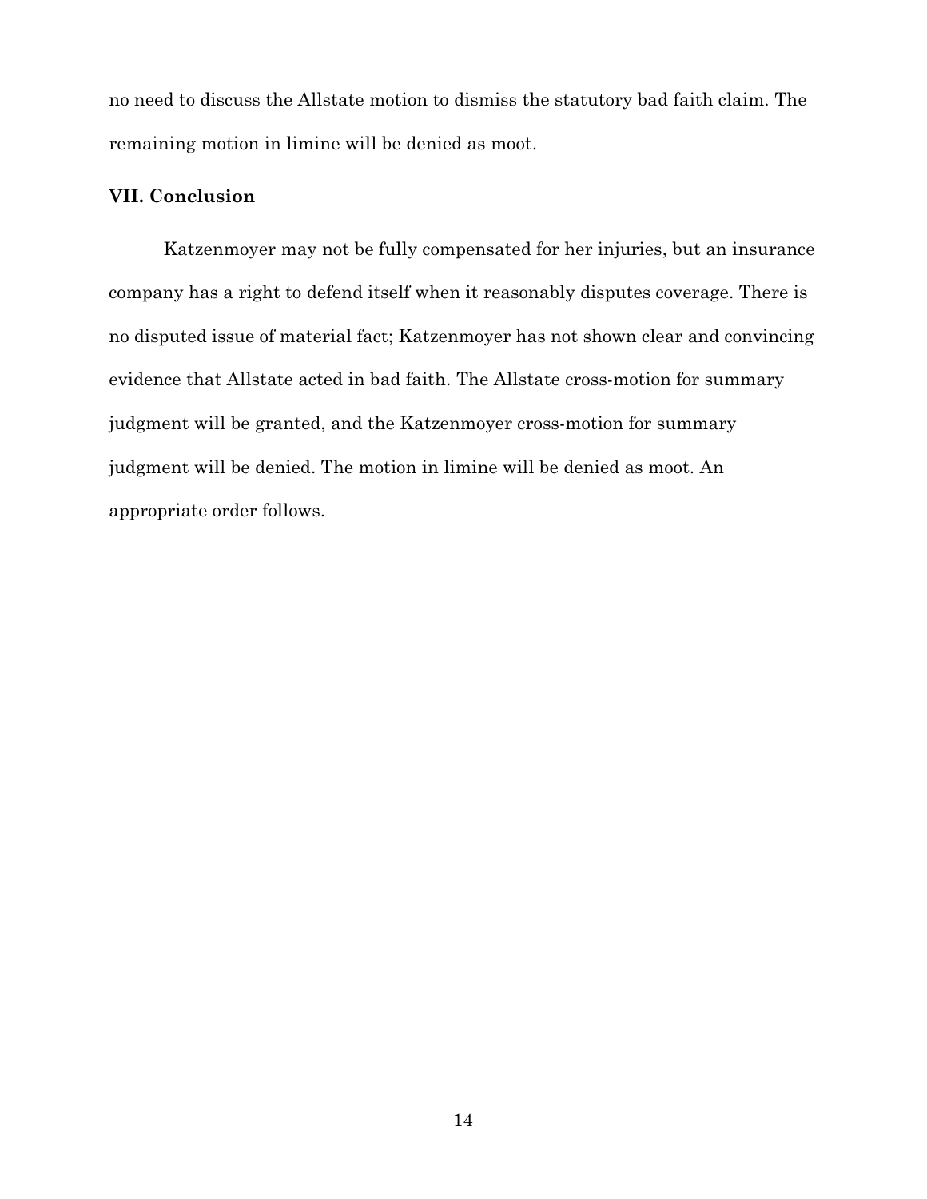no need to discuss the Allstate motion to dismiss the statutory bad faith claim. The remaining motion in limine will be denied as moot.

## VII. Conclusion

Katzenmoyer may not be fully compensated for her injuries, but an insurance company has a right to defend itself when it reasonably disputes coverage. There is no disputed issue of material fact; Katzenmoyer has not shown clear and convincing evidence that Allstate acted in bad faith. The Allstate cross-motion for summary judgment will be granted, and the Katzenmoyer cross-motion for summary judgment will be denied. The motion in limine will be denied as moot. An appropriate order follows.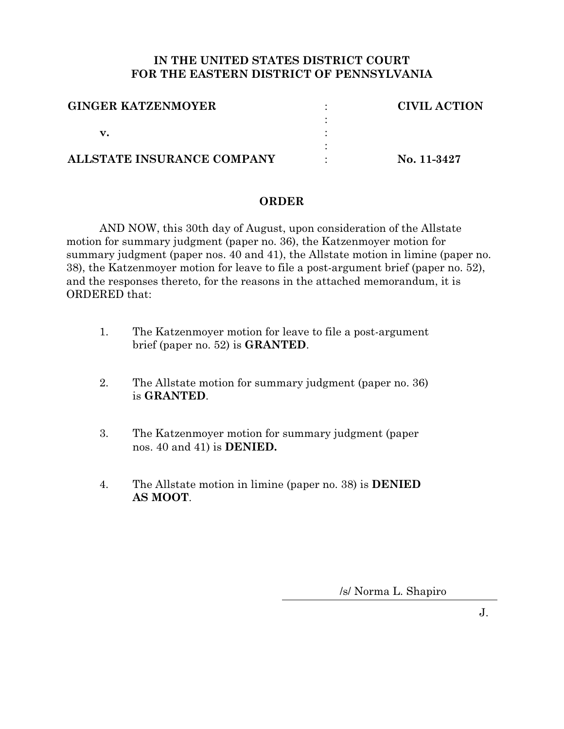**IN THE UNITED STATES DISTRICT COURT**
**FOR THE EASTERN DISTRICT OF PENNSYLVANIA**

| | | |
|---|---|---|
| **GINGER KATZENMOYER** | : | **CIVIL ACTION** |
| | : | |
| **v.** | : | |
| | : | |
| **ALLSTATE INSURANCE COMPANY** | : | **No. 11-3427** |

## ORDER

AND NOW, this 30th day of August, upon consideration of the Allstate motion for summary judgment (paper no. 36), the Katzenmoyer motion for summary judgment (paper nos. 40 and 41), the Allstate motion in limine (paper no. 38), the Katzenmoyer motion for leave to file a post-argument brief (paper no. 52), and the responses thereto, for the reasons in the attached memorandum, it is ORDERED that:

1. The Katzenmoyer motion for leave to file a post-argument brief (paper no. 52) is **GRANTED**.

2. The Allstate motion for summary judgment (paper no. 36) is **GRANTED**.

3. The Katzenmoyer motion for summary judgment (paper nos. 40 and 41) is **DENIED.**

4. The Allstate motion in limine (paper no. 38) is **DENIED AS MOOT**.

/s/ Norma L. Shapiro

J.